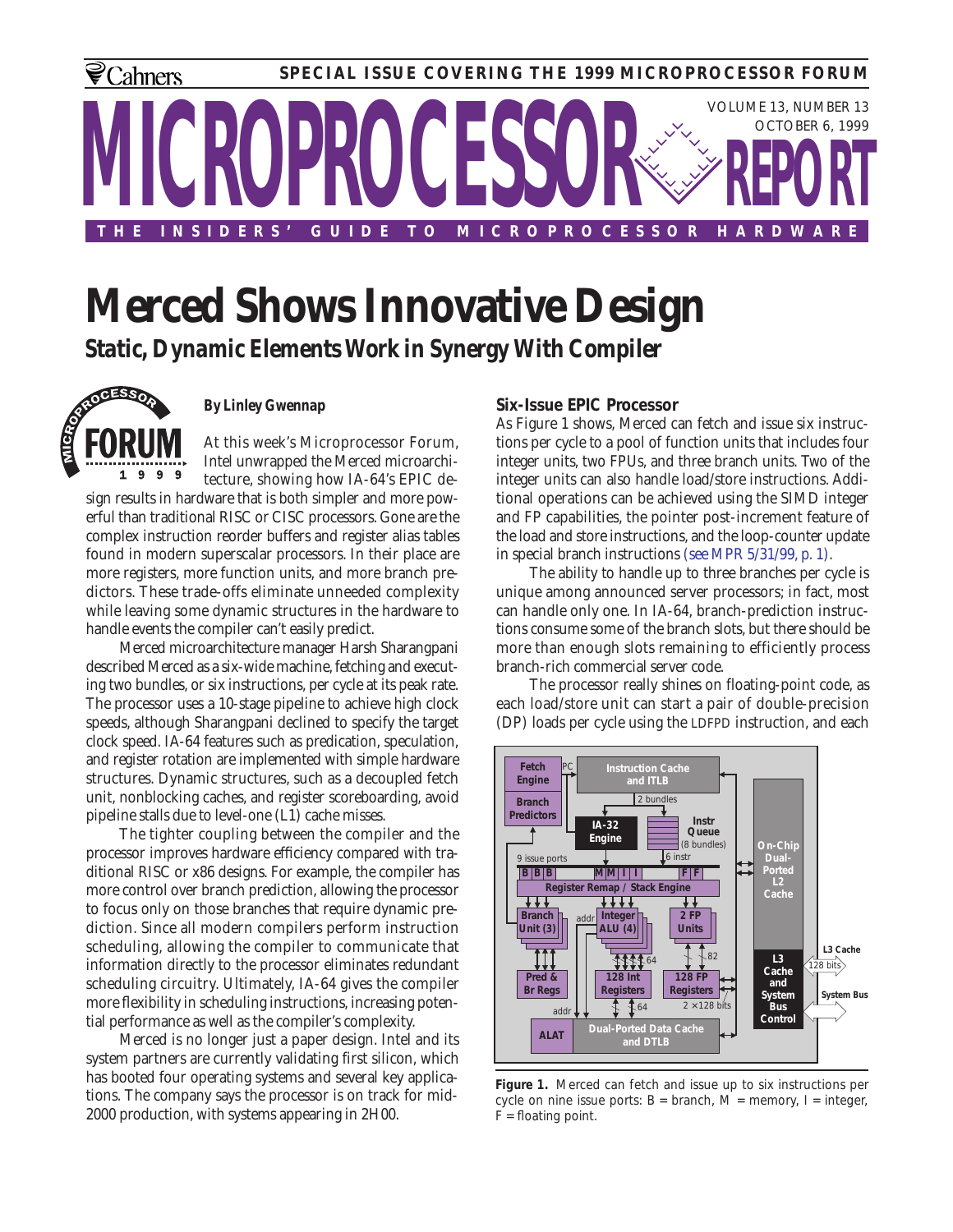# Merced Shows Innovative Design

## Static, Dynamic Elements Work in Synergy With Compiler

*By Linley Gwennap*

At this week's Microprocessor Forum, Intel unwrapped the Merced microarchitecture, showing how IA-64's EPIC design results in hardware that is both simpler and more powerful than traditional RISC or CISC processors. Gone are the complex instruction reorder buffers and register alias tables found in modern superscalar processors. In their place are more registers, more function units, and more branch predictors. These trade-offs eliminate unneeded complexity while leaving some dynamic structures in the hardware to handle events the compiler can't easily predict.

Merced microarchitecture manager Harsh Sharangpani described Merced as a six-wide machine, fetching and executing two bundles, or six instructions, per cycle at its peak rate. The processor uses a 10-stage pipeline to achieve high clock speeds, although Sharangpani declined to specify the target clock speed. IA-64 features such as predication, speculation, and register rotation are implemented with simple hardware structures. Dynamic structures, such as a decoupled fetch unit, nonblocking caches, and register scoreboarding, avoid pipeline stalls due to level-one (L1) cache misses.

The tighter coupling between the compiler and the processor improves hardware efficiency compared with traditional RISC or x86 designs. For example, the compiler has more control over branch prediction, allowing the processor to focus only on those branches that require dynamic prediction. Since all modern compilers perform instruction scheduling, allowing the compiler to communicate that information directly to the processor eliminates redundant scheduling circuitry. Ultimately, IA-64 gives the compiler more flexibility in scheduling instructions, increasing potential performance as well as the compiler's complexity.

Merced is no longer just a paper design. Intel and its system partners are currently validating first silicon, which has booted four operating systems and several key applications. The company says the processor is on track for mid-2000 production, with systems appearing in 2H00.

### Six-Issue EPIC Processor

As Figure 1 shows, Merced can fetch and issue six instructions per cycle to a pool of function units that includes four integer units, two FPUs, and three branch units. Two of the integer units can also handle load/store instructions. Additional operations can be achieved using the SIMD integer and FP capabilities, the pointer post-increment feature of the load and store instructions, and the loop-counter update in special branch instructions (see MPR 5/31/99, p. 1).

The ability to handle up to three branches per cycle is unique among announced server processors; in fact, most can handle only one. In IA-64, branch-prediction instructions consume some of the branch slots, but there should be more than enough slots remaining to efficiently process branch-rich commercial server code.

The processor really shines on floating-point code, as each load/store unit can start a pair of double-precision (DP) loads per cycle using the LDFPD instruction, and each

**Figure 1.** Merced can fetch and issue up to six instructions per cycle on nine issue ports: B = branch, M = memory, I = integer, F = floating point.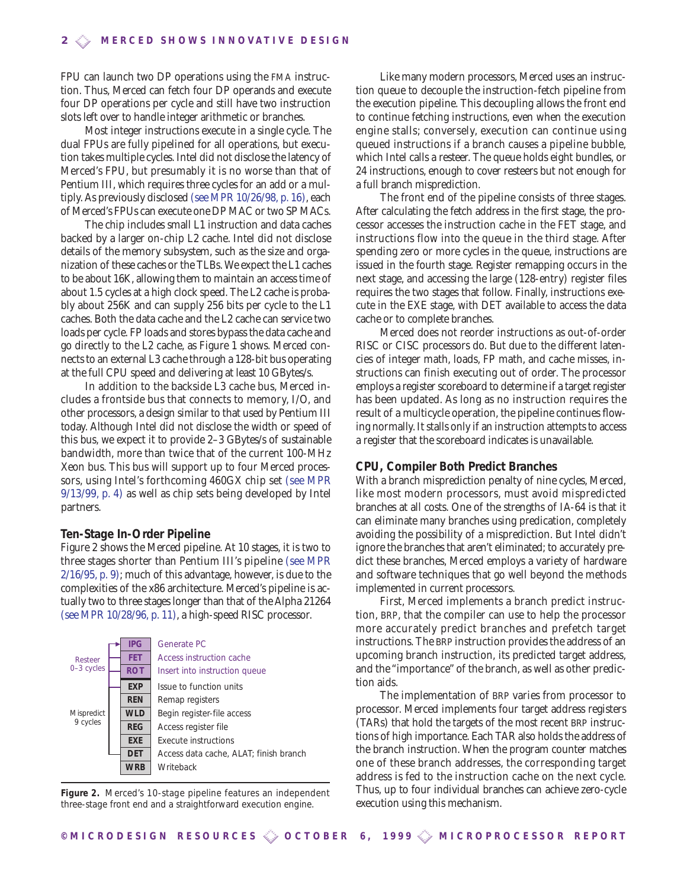FPU can launch two DP operations using the FMA instruction. Thus, Merced can fetch four DP operands and execute four DP operations per cycle and still have two instruction slots left over to handle integer arithmetic or branches.

Most integer instructions execute in a single cycle. The dual FPUs are fully pipelined for all operations, but execution takes multiple cycles. Intel did not disclose the latency of Merced's FPU, but presumably it is no worse than that of Pentium III, which requires three cycles for an add or a multiply. As previously disclosed (see MPR 10/26/98, p. 16), each of Merced's FPUs can execute one DP MAC or two SP MACs.

The chip includes small L1 instruction and data caches backed by a larger on-chip L2 cache. Intel did not disclose details of the memory subsystem, such as the size and organization of these caches or the TLBs. We expect the L1 caches to be about 16K, allowing them to maintain an access time of about 1.5 cycles at a high clock speed. The L2 cache is probably about 256K and can supply 256 bits per cycle to the L1 caches. Both the data cache and the L2 cache can service two loads per cycle. FP loads and stores bypass the data cache and go directly to the L2 cache, as Figure 1 shows. Merced connects to an external L3 cache through a 128-bit bus operating at the full CPU speed and delivering at least 10 GBytes/s.

In addition to the backside L3 cache bus, Merced includes a frontside bus that connects to memory, I/O, and other processors, a design similar to that used by Pentium III today. Although Intel did not disclose the width or speed of this bus, we expect it to provide 2–3 GBytes/s of sustainable bandwidth, more than twice that of the current 100-MHz Xeon bus. This bus will support up to four Merced processors, using Intel's forthcoming 460GX chip set (see MPR 9/13/99, p. 4) as well as chip sets being developed by Intel partners.

### Ten-Stage In-Order Pipeline

Figure 2 shows the Merced pipeline. At 10 stages, it is two to three stages shorter than Pentium III's pipeline (see MPR 2/16/95, p. 9); much of this advantage, however, is due to the complexities of the x86 architecture. Merced's pipeline is actually two to three stages longer than that of the Alpha 21264 (see MPR 10/28/96, p. 11), a high-speed RISC processor.

| | Stage | Function |
|---|---|---|
| Resteer 0–3 cycles | IPG | Generate PC |
| | FET | Access instruction cache |
| | ROT | Insert into instruction queue |
| Mispredict 9 cycles | EXP | Issue to function units |
| | REN | Remap registers |
| | WLD | Begin register-file access |
| | REG | Access register file |
| | EXE | Execute instructions |
| | DET | Access data cache, ALAT; finish branch |
| | WRB | Writeback |

**Figure 2.** Merced's 10-stage pipeline features an independent three-stage front end and a straightforward execution engine.

Like many modern processors, Merced uses an instruction queue to decouple the instruction-fetch pipeline from the execution pipeline. This decoupling allows the front end to continue fetching instructions, even when the execution engine stalls; conversely, execution can continue using queued instructions if a branch causes a pipeline bubble, which Intel calls a resteer. The queue holds eight bundles, or 24 instructions, enough to cover resteers but not enough for a full branch misprediction.

The front end of the pipeline consists of three stages. After calculating the fetch address in the first stage, the processor accesses the instruction cache in the FET stage, and instructions flow into the queue in the third stage. After spending zero or more cycles in the queue, instructions are issued in the fourth stage. Register remapping occurs in the next stage, and accessing the large (128-entry) register files requires the two stages that follow. Finally, instructions execute in the EXE stage, with DET available to access the data cache or to complete branches.

Merced does not reorder instructions as out-of-order RISC or CISC processors do. But due to the different latencies of integer math, loads, FP math, and cache misses, instructions can finish executing out of order. The processor employs a register scoreboard to determine if a target register has been updated. As long as no instruction requires the result of a multicycle operation, the pipeline continues flowing normally. It stalls only if an instruction attempts to access a register that the scoreboard indicates is unavailable.

### CPU, Compiler Both Predict Branches

With a branch misprediction penalty of nine cycles, Merced, like most modern processors, must avoid mispredicted branches at all costs. One of the strengths of IA-64 is that it can eliminate many branches using predication, completely avoiding the possibility of a misprediction. But Intel didn't ignore the branches that aren't eliminated; to accurately predict these branches, Merced employs a variety of hardware and software techniques that go well beyond the methods implemented in current processors.

First, Merced implements a branch predict instruction, BRP, that the compiler can use to help the processor more accurately predict branches and prefetch target instructions. The BRP instruction provides the address of an upcoming branch instruction, its predicted target address, and the "importance" of the branch, as well as other prediction aids.

The implementation of BRP varies from processor to processor. Merced implements four target address registers (TARs) that hold the targets of the most recent BRP instructions of high importance. Each TAR also holds the address of the branch instruction. When the program counter matches one of these branch addresses, the corresponding target address is fed to the instruction cache on the next cycle. Thus, up to four individual branches can achieve zero-cycle execution using this mechanism.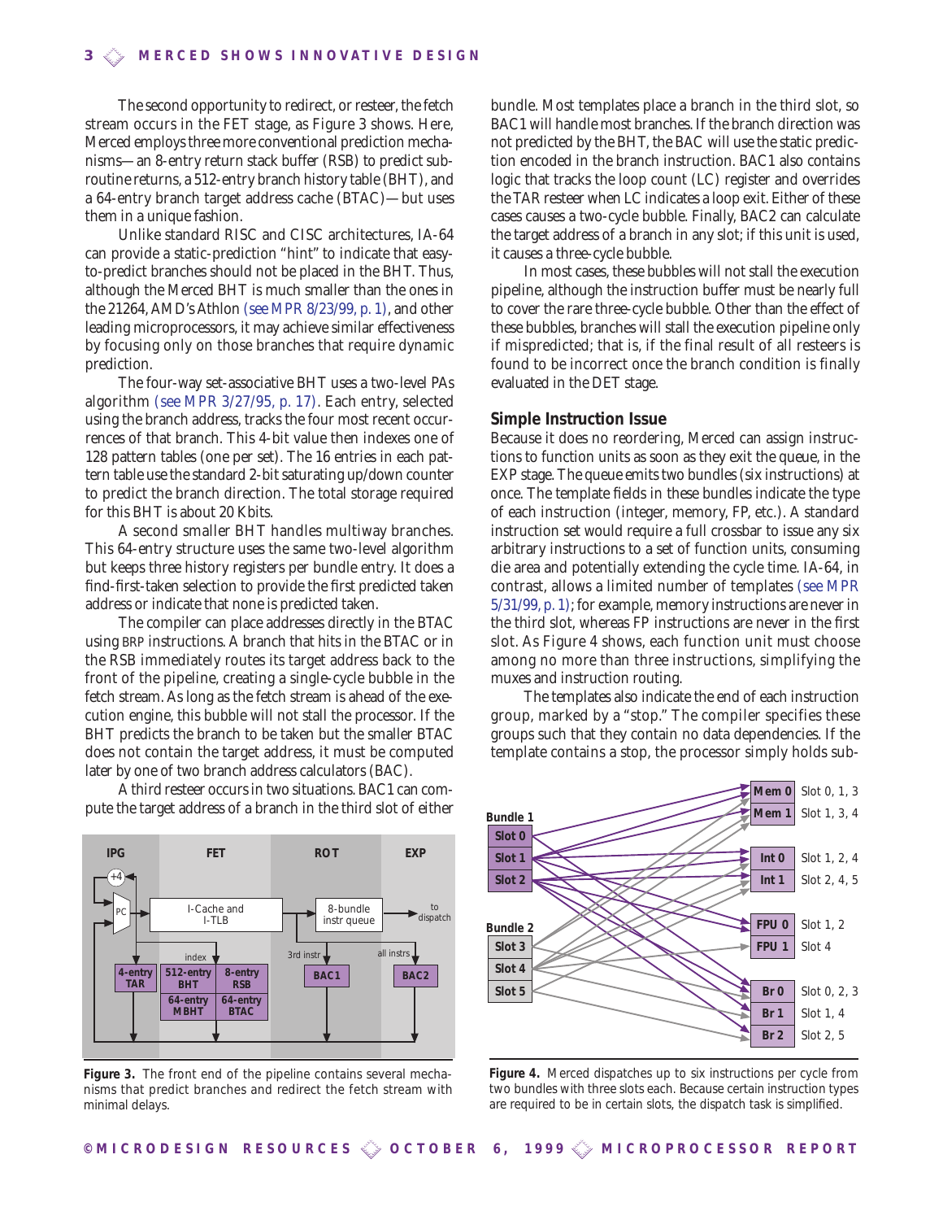The second opportunity to redirect, or resteer, the fetch stream occurs in the FET stage, as Figure 3 shows. Here, Merced employs three more conventional prediction mechanisms—an 8-entry return stack buffer (RSB) to predict subroutine returns, a 512-entry branch history table (BHT), and a 64-entry branch target address cache (BTAC)—but uses them in a unique fashion.

Unlike standard RISC and CISC architectures, IA-64 can provide a static-prediction "hint" to indicate that easy-to-predict branches should not be placed in the BHT. Thus, although the Merced BHT is much smaller than the ones in the 21264, AMD's Athlon (see MPR 8/23/99, p. 1), and other leading microprocessors, it may achieve similar effectiveness by focusing only on those branches that require dynamic prediction.

The four-way set-associative BHT uses a two-level PAs algorithm (see MPR 3/27/95, p. 17). Each entry, selected using the branch address, tracks the four most recent occurrences of that branch. This 4-bit value then indexes one of 128 pattern tables (one per set). The 16 entries in each pattern table use the standard 2-bit saturating up/down counter to predict the branch direction. The total storage required for this BHT is about 20 Kbits.

A second smaller BHT handles multiway branches. This 64-entry structure uses the same two-level algorithm but keeps three history registers per bundle entry. It does a find-first-taken selection to provide the first predicted taken address or indicate that none is predicted taken.

The compiler can place addresses directly in the BTAC using BRP instructions. A branch that hits in the BTAC or in the RSB immediately routes its target address back to the front of the pipeline, creating a single-cycle bubble in the fetch stream. As long as the fetch stream is ahead of the execution engine, this bubble will not stall the processor. If the BHT predicts the branch to be taken but the smaller BTAC does not contain the target address, it must be computed later by one of two branch address calculators (BAC).

A third resteer occurs in two situations. BAC1 can compute the target address of a branch in the third slot of either bundle. Most templates place a branch in the third slot, so BAC1 will handle most branches. If the branch direction was not predicted by the BHT, the BAC will use the static prediction encoded in the branch instruction. BAC1 also contains logic that tracks the loop count (LC) register and overrides the TAR resteer when LC indicates a loop exit. Either of these cases causes a two-cycle bubble. Finally, BAC2 can calculate the target address of a branch in any slot; if this unit is used, it causes a three-cycle bubble.

In most cases, these bubbles will not stall the execution pipeline, although the instruction buffer must be nearly full to cover the rare three-cycle bubble. Other than the effect of these bubbles, branches will stall the execution pipeline only if mispredicted; that is, if the final result of all resteers is found to be incorrect once the branch condition is finally evaluated in the DET stage.

**Figure 3.** The front end of the pipeline contains several mechanisms that predict branches and redirect the fetch stream with minimal delays.

## Simple Instruction Issue

Because it does no reordering, Merced can assign instructions to function units as soon as they exit the queue, in the EXP stage. The queue emits two bundles (six instructions) at once. The template fields in these bundles indicate the type of each instruction (integer, memory, FP, etc.). A standard instruction set would require a full crossbar to issue any six arbitrary instructions to a set of function units, consuming die area and potentially extending the cycle time. IA-64, in contrast, allows a limited number of templates (see MPR 5/31/99, p. 1); for example, memory instructions are never in the third slot, whereas FP instructions are never in the first slot. As Figure 4 shows, each function unit must choose among no more than three instructions, simplifying the muxes and instruction routing.

The templates also indicate the end of each instruction group, marked by a "stop." The compiler specifies these groups such that they contain no data dependencies. If the template contains a stop, the processor simply holds sub-

**Figure 4.** Merced dispatches up to six instructions per cycle from two bundles with three slots each. Because certain instruction types are required to be in certain slots, the dispatch task is simplified.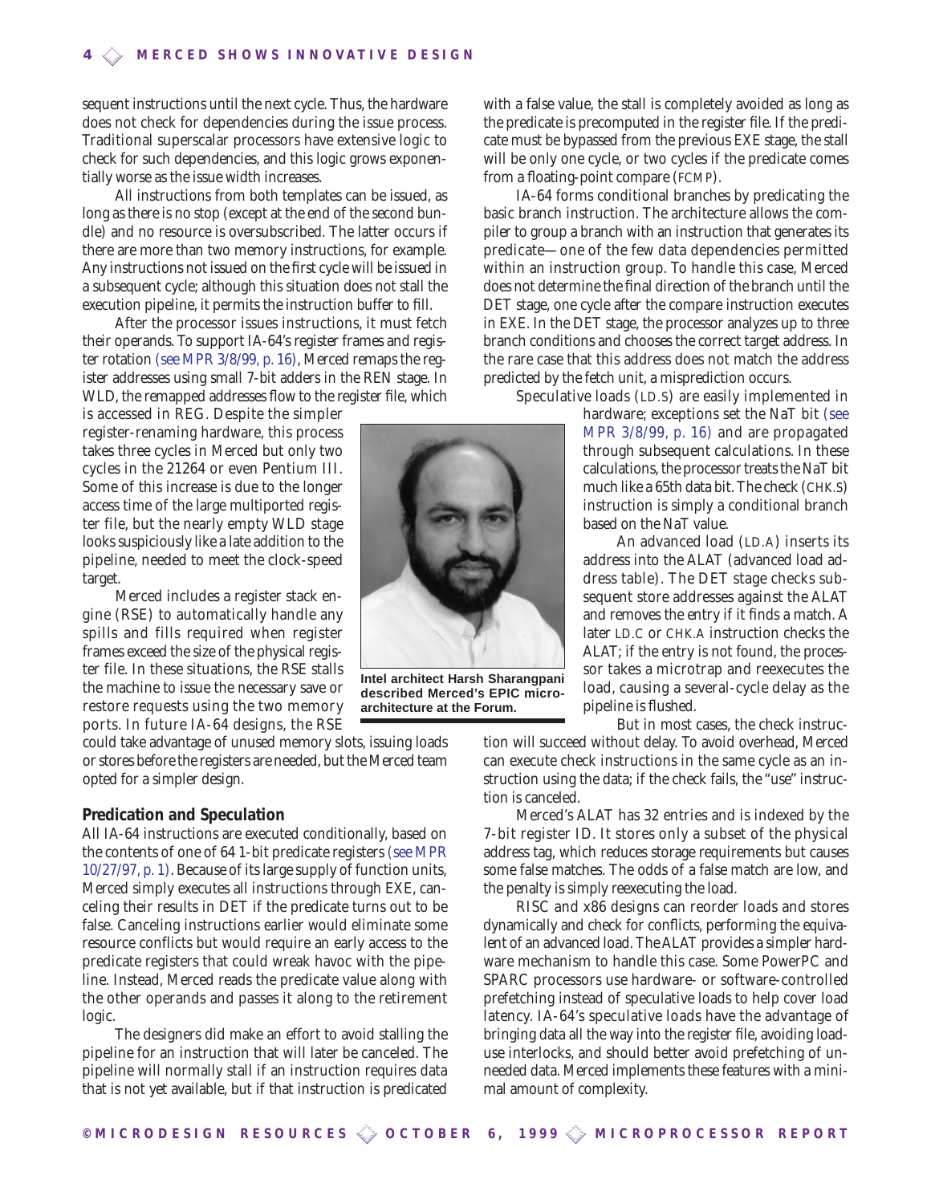sequent instructions until the next cycle. Thus, the hardware does not check for dependencies during the issue process. Traditional superscalar processors have extensive logic to check for such dependencies, and this logic grows exponentially worse as the issue width increases.

All instructions from both templates can be issued, as long as there is no stop (except at the end of the second bundle) and no resource is oversubscribed. The latter occurs if there are more than two memory instructions, for example. Any instructions not issued on the first cycle will be issued in a subsequent cycle; although this situation does not stall the execution pipeline, it permits the instruction buffer to fill.

After the processor issues instructions, it must fetch their operands. To support IA-64's register frames and register rotation (see MPR 3/8/99, p. 16), Merced remaps the register addresses using small 7-bit adders in the REN stage. In WLD, the remapped addresses flow to the register file, which is accessed in REG. Despite the simpler register-renaming hardware, this process takes three cycles in Merced but only two cycles in the 21264 or even Pentium III. Some of this increase is due to the longer access time of the large multiported register file, but the nearly empty WLD stage looks suspiciously like a late addition to the pipeline, needed to meet the clock-speed target.

Merced includes a register stack engine (RSE) to automatically handle any spills and fills required when register frames exceed the size of the physical register file. In these situations, the RSE stalls the machine to issue the necessary save or restore requests using the two memory ports. In future IA-64 designs, the RSE could take advantage of unused memory slots, issuing loads or stores before the registers are needed, but the Merced team opted for a simpler design.

Intel architect Harsh Sharangpani described Merced's EPIC microarchitecture at the Forum.

## Predication and Speculation

All IA-64 instructions are executed conditionally, based on the contents of one of 64 1-bit predicate registers (see MPR 10/27/97, p. 1). Because of its large supply of function units, Merced simply executes all instructions through EXE, canceling their results in DET if the predicate turns out to be false. Canceling instructions earlier would eliminate some resource conflicts but would require an early access to the predicate registers that could wreak havoc with the pipeline. Instead, Merced reads the predicate value along with the other operands and passes it along to the retirement logic.

The designers did make an effort to avoid stalling the pipeline for an instruction that will later be canceled. The pipeline will normally stall if an instruction requires data that is not yet available, but if that instruction is predicated with a false value, the stall is completely avoided as long as the predicate is precomputed in the register file. If the predicate must be bypassed from the previous EXE stage, the stall will be only one cycle, or two cycles if the predicate comes from a floating-point compare (FCMP).

IA-64 forms conditional branches by predicating the basic branch instruction. The architecture allows the compiler to group a branch with an instruction that generates its predicate—one of the few data dependencies permitted within an instruction group. To handle this case, Merced does not determine the final direction of the branch until the DET stage, one cycle after the compare instruction executes in EXE. In the DET stage, the processor analyzes up to three branch conditions and chooses the correct target address. In the rare case that this address does not match the address predicted by the fetch unit, a misprediction occurs.

Speculative loads (LD.S) are easily implemented in hardware; exceptions set the NaT bit (see MPR 3/8/99, p. 16) and are propagated through subsequent calculations. In these calculations, the processor treats the NaT bit much like a 65th data bit. The check (CHK.S) instruction is simply a conditional branch based on the NaT value.

An advanced load (LD.A) inserts its address into the ALAT (advanced load address table). The DET stage checks subsequent store addresses against the ALAT and removes the entry if it finds a match. A later LD.C or CHK.A instruction checks the ALAT; if the entry is not found, the processor takes a microtrap and reexecutes the load, causing a several-cycle delay as the pipeline is flushed.

But in most cases, the check instruction will succeed without delay. To avoid overhead, Merced can execute check instructions in the same cycle as an instruction using the data; if the check fails, the "use" instruction is canceled.

Merced's ALAT has 32 entries and is indexed by the 7-bit register ID. It stores only a subset of the physical address tag, which reduces storage requirements but causes some false matches. The odds of a false match are low, and the penalty is simply reexecuting the load.

RISC and x86 designs can reorder loads and stores dynamically and check for conflicts, performing the equivalent of an advanced load. The ALAT provides a simpler hardware mechanism to handle this case. Some PowerPC and SPARC processors use hardware- or software-controlled prefetching instead of speculative loads to help cover load latency. IA-64's speculative loads have the advantage of bringing data all the way into the register file, avoiding load-use interlocks, and should better avoid prefetching of unneeded data. Merced implements these features with a minimal amount of complexity.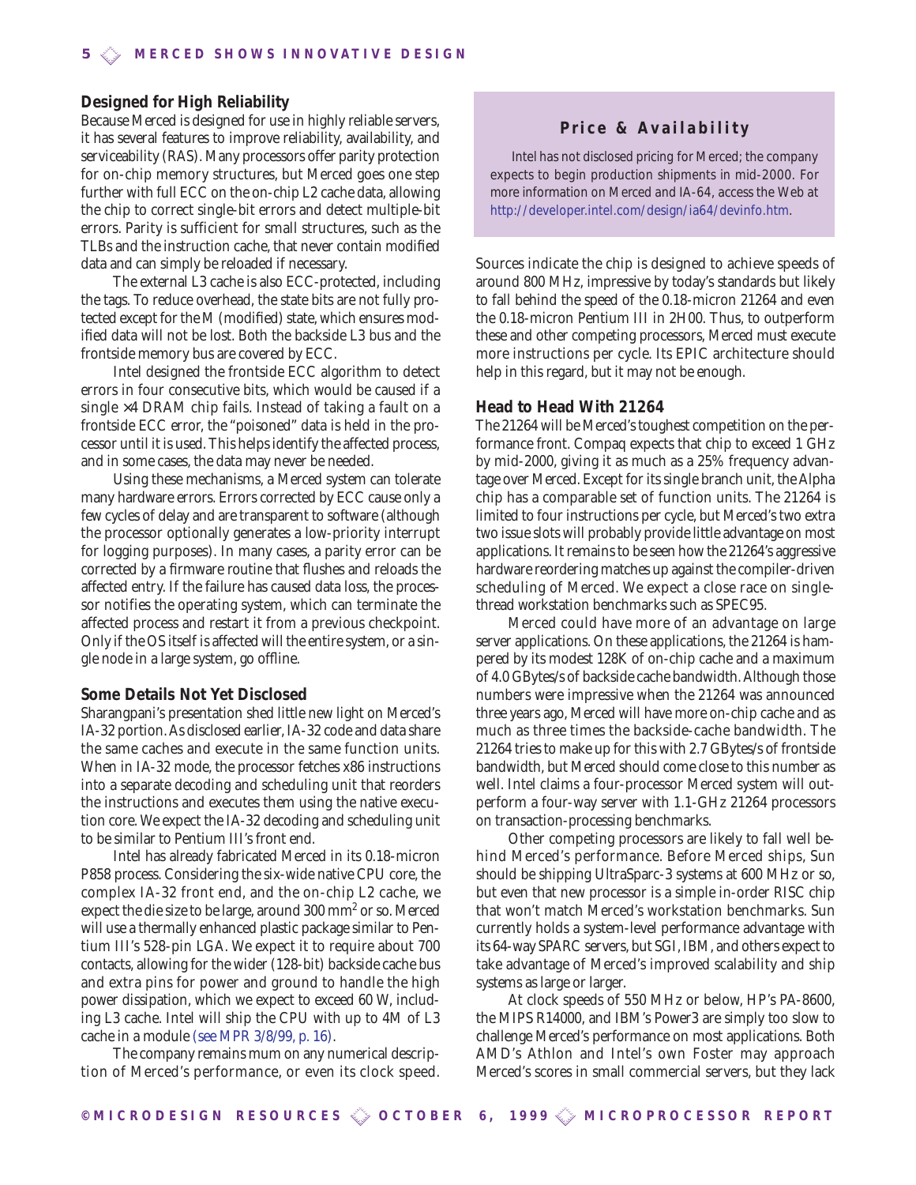## Designed for High Reliability

Because Merced is designed for use in highly reliable servers, it has several features to improve reliability, availability, and serviceability (RAS). Many processors offer parity protection for on-chip memory structures, but Merced goes one step further with full ECC on the on-chip L2 cache data, allowing the chip to correct single-bit errors and detect multiple-bit errors. Parity is sufficient for small structures, such as the TLBs and the instruction cache, that never contain modified data and can simply be reloaded if necessary.

The external L3 cache is also ECC-protected, including the tags. To reduce overhead, the state bits are not fully protected except for the M (modified) state, which ensures modified data will not be lost. Both the backside L3 bus and the frontside memory bus are covered by ECC.

Intel designed the frontside ECC algorithm to detect errors in four consecutive bits, which would be caused if a single ×4 DRAM chip fails. Instead of taking a fault on a frontside ECC error, the "poisoned" data is held in the processor until it is used. This helps identify the affected process, and in some cases, the data may never be needed.

Using these mechanisms, a Merced system can tolerate many hardware errors. Errors corrected by ECC cause only a few cycles of delay and are transparent to software (although the processor optionally generates a low-priority interrupt for logging purposes). In many cases, a parity error can be corrected by a firmware routine that flushes and reloads the affected entry. If the failure has caused data loss, the processor notifies the operating system, which can terminate the affected process and restart it from a previous checkpoint. Only if the OS itself is affected will the entire system, or a single node in a large system, go offline.

## Some Details Not Yet Disclosed

Sharangpani's presentation shed little new light on Merced's IA-32 portion. As disclosed earlier, IA-32 code and data share the same caches and execute in the same function units. When in IA-32 mode, the processor fetches x86 instructions into a separate decoding and scheduling unit that reorders the instructions and executes them using the native execution core. We expect the IA-32 decoding and scheduling unit to be similar to Pentium III's front end.

Intel has already fabricated Merced in its 0.18-micron P858 process. Considering the six-wide native CPU core, the complex IA-32 front end, and the on-chip L2 cache, we expect the die size to be large, around 300 mm$^2$ or so. Merced will use a thermally enhanced plastic package similar to Pentium III's 528-pin LGA. We expect it to require about 700 contacts, allowing for the wider (128-bit) backside cache bus and extra pins for power and ground to handle the high power dissipation, which we expect to exceed 60 W, including L3 cache. Intel will ship the CPU with up to 4M of L3 cache in a module (see MPR 3/8/99, p. 16).

The company remains mum on any numerical description of Merced's performance, or even its clock speed. Sources indicate the chip is designed to achieve speeds of around 800 MHz, impressive by today's standards but likely to fall behind the speed of the 0.18-micron 21264 and even the 0.18-micron Pentium III in 2H00. Thus, to outperform these and other competing processors, Merced must execute more instructions per cycle. Its EPIC architecture should help in this regard, but it may not be enough.

> **Price & Availability**
>
> Intel has not disclosed pricing for Merced; the company expects to begin production shipments in mid-2000. For more information on Merced and IA-64, access the Web at http://developer.intel.com/design/ia64/devinfo.htm.

## Head to Head With 21264

The 21264 will be Merced's toughest competition on the performance front. Compaq expects that chip to exceed 1 GHz by mid-2000, giving it as much as a 25% frequency advantage over Merced. Except for its single branch unit, the Alpha chip has a comparable set of function units. The 21264 is limited to four instructions per cycle, but Merced's two extra two issue slots will probably provide little advantage on most applications. It remains to be seen how the 21264's aggressive hardware reordering matches up against the compiler-driven scheduling of Merced. We expect a close race on single-thread workstation benchmarks such as SPEC95.

Merced could have more of an advantage on large server applications. On these applications, the 21264 is hampered by its modest 128K of on-chip cache and a maximum of 4.0 GBytes/s of backside cache bandwidth. Although those numbers were impressive when the 21264 was announced three years ago, Merced will have more on-chip cache and as much as three times the backside-cache bandwidth. The 21264 tries to make up for this with 2.7 GBytes/s of frontside bandwidth, but Merced should come close to this number as well. Intel claims a four-processor Merced system will outperform a four-way server with 1.1-GHz 21264 processors on transaction-processing benchmarks.

Other competing processors are likely to fall well behind Merced's performance. Before Merced ships, Sun should be shipping UltraSparc-3 systems at 600 MHz or so, but even that new processor is a simple in-order RISC chip that won't match Merced's workstation benchmarks. Sun currently holds a system-level performance advantage with its 64-way SPARC servers, but SGI, IBM, and others expect to take advantage of Merced's improved scalability and ship systems as large or larger.

At clock speeds of 550 MHz or below, HP's PA-8600, the MIPS R14000, and IBM's Power3 are simply too slow to challenge Merced's performance on most applications. Both AMD's Athlon and Intel's own Foster may approach Merced's scores in small commercial servers, but they lack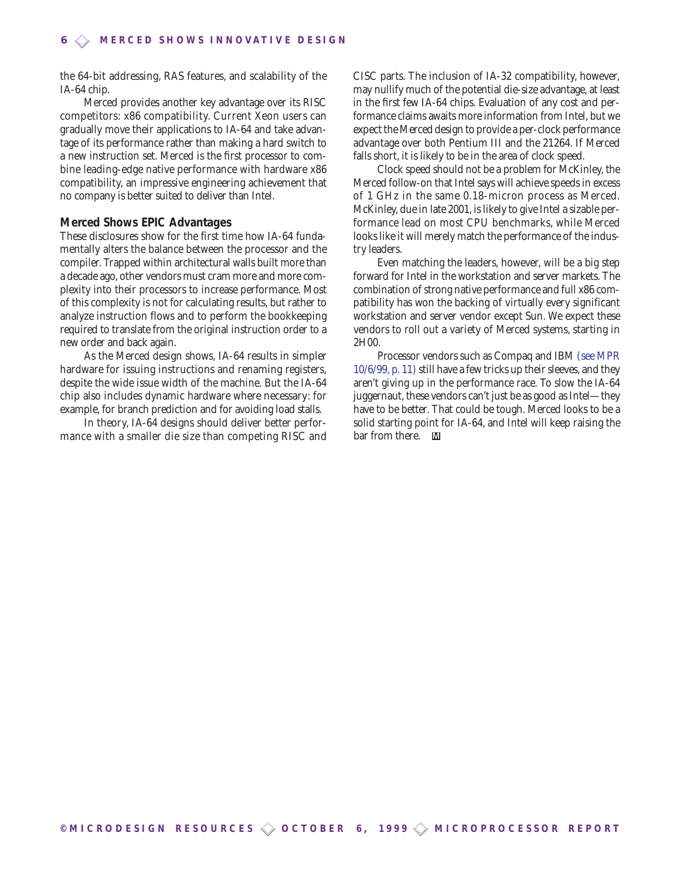the 64-bit addressing, RAS features, and scalability of the IA-64 chip.

Merced provides another key advantage over its RISC competitors: x86 compatibility. Current Xeon users can gradually move their applications to IA-64 and take advantage of its performance rather than making a hard switch to a new instruction set. Merced is the first processor to combine leading-edge native performance with hardware x86 compatibility, an impressive engineering achievement that no company is better suited to deliver than Intel.

### Merced Shows EPIC Advantages

These disclosures show for the first time how IA-64 fundamentally alters the balance between the processor and the compiler. Trapped within architectural walls built more than a decade ago, other vendors must cram more and more complexity into their processors to increase performance. Most of this complexity is not for calculating results, but rather to analyze instruction flows and to perform the bookkeeping required to translate from the original instruction order to a new order and back again.

As the Merced design shows, IA-64 results in simpler hardware for issuing instructions and renaming registers, despite the wide issue width of the machine. But the IA-64 chip also includes dynamic hardware where necessary: for example, for branch prediction and for avoiding load stalls.

In theory, IA-64 designs should deliver better performance with a smaller die size than competing RISC and CISC parts. The inclusion of IA-32 compatibility, however, may nullify much of the potential die-size advantage, at least in the first few IA-64 chips. Evaluation of any cost and performance claims awaits more information from Intel, but we expect the Merced design to provide a per-clock performance advantage over both Pentium III and the 21264. If Merced falls short, it is likely to be in the area of clock speed.

Clock speed should not be a problem for McKinley, the Merced follow-on that Intel says will achieve speeds in excess of 1 GHz in the same 0.18-micron process as Merced. McKinley, due in late 2001, is likely to give Intel a sizable performance lead on most CPU benchmarks, while Merced looks like it will merely match the performance of the industry leaders.

Even matching the leaders, however, will be a big step forward for Intel in the workstation and server markets. The combination of strong native performance and full x86 compatibility has won the backing of virtually every significant workstation and server vendor except Sun. We expect these vendors to roll out a variety of Merced systems, starting in 2H00.

Processor vendors such as Compaq and IBM (see MPR 10/6/99, p. 11) still have a few tricks up their sleeves, and they aren't giving up in the performance race. To slow the IA-64 juggernaut, these vendors can't just be as good as Intel—they have to be better. That could be tough. Merced looks to be a solid starting point for IA-64, and Intel will keep raising the bar from there.